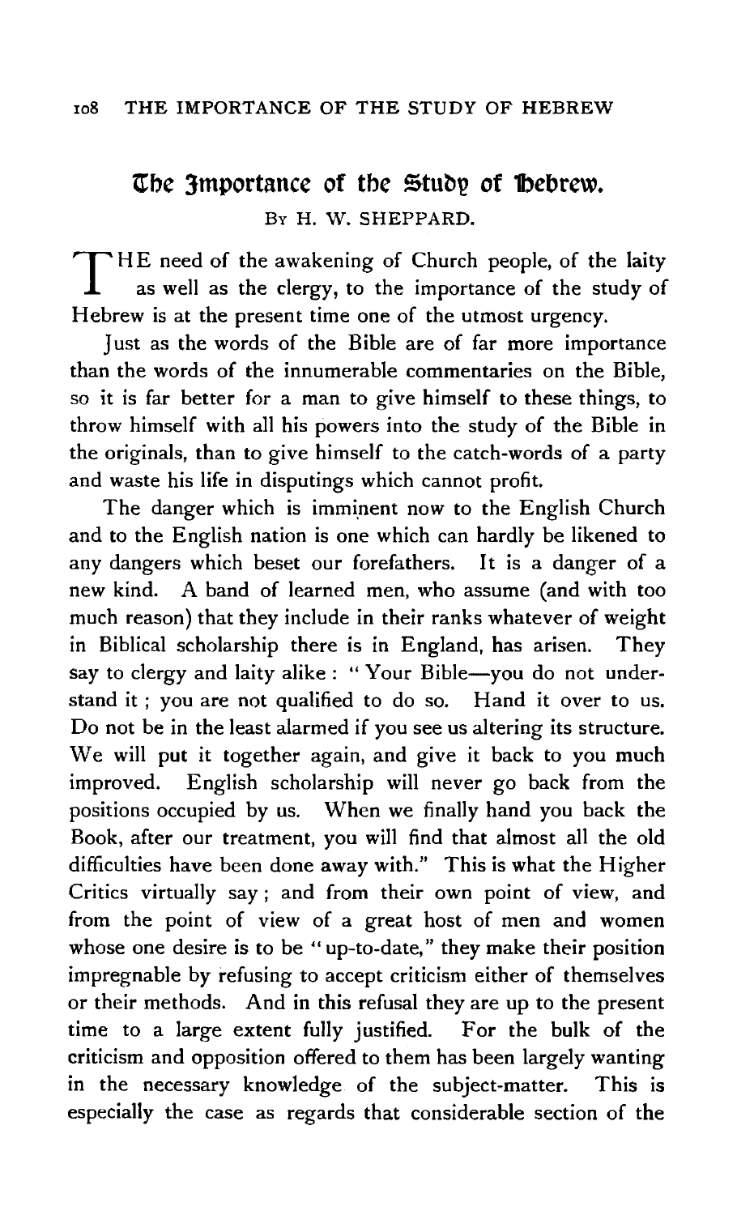# The Importance of the Study of Hebrew.

By H. W. SHEPPARD.

THE need of the awakening of Church people, of the laity as well as the clergy, to the importance of the study of Hebrew is at the present time one of the utmost urgency.

Just as the words of the Bible are of far more importance than the words of the innumerable commentaries on the Bible, so it is far better for a man to give himself to these things, to throw himself with all his powers into the study of the Bible in the originals, than to give himself to the catch-words of a party and waste his life in disputings which cannot profit.

The danger which is imminent now to the English Church and to the English nation is one which can hardly be likened to any dangers which beset our forefathers. It is a danger of a new kind. A band of learned men, who assume (and with too much reason) that they include in their ranks whatever of weight in Biblical scholarship there is in England, has arisen. They say to clergy and laity alike : "Your Bible—you do not understand it ; you are not qualified to do so. Hand it over to us. Do not be in the least alarmed if you see us altering its structure. We will put it together again, and give it back to you much improved. English scholarship will never go back from the positions occupied by us. When we finally hand you back the Book, after our treatment, you will find that almost all the old difficulties have been done away with." This is what the Higher Critics virtually say ; and from their own point of view, and from the point of view of a great host of men and women whose one desire is to be "up-to-date," they make their position impregnable by refusing to accept criticism either of themselves or their methods. And in this refusal they are up to the present time to a large extent fully justified. For the bulk of the criticism and opposition offered to them has been largely wanting in the necessary knowledge of the subject-matter. This is especially the case as regards that considerable section of the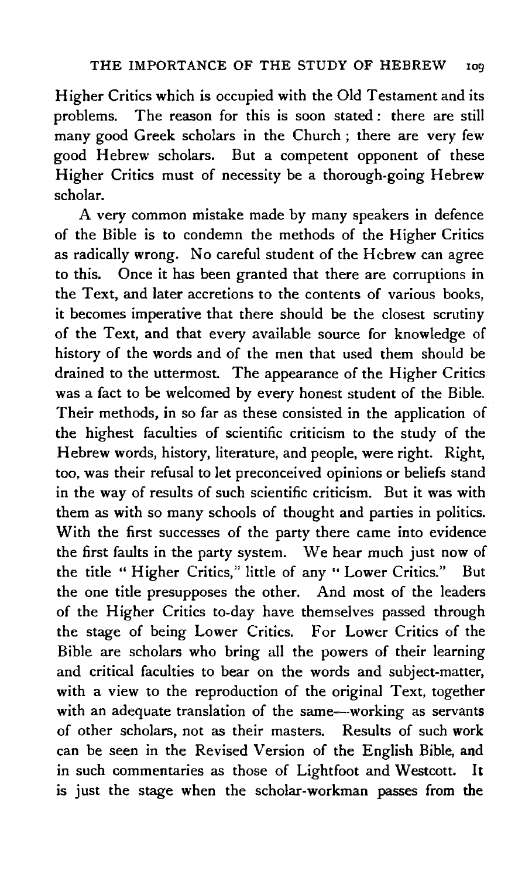Higher Critics which is occupied with the Old Testament and its problems. The reason for this is soon stated: there are still many good Greek scholars in the Church; there are very few good Hebrew scholars. But a competent opponent of these Higher Critics must of necessity be a thorough-going Hebrew scholar.

A very common mistake made by many speakers in defence of the Bible is to condemn the methods of the Higher Critics as radically wrong. No careful student of the Hebrew can agree to this. Once it has been granted that there are corruptions in the Text, and later accretions to the contents of various books, it becomes imperative that there should be the closest scrutiny of the Text, and that every available source for knowledge of history of the words and of the men that used them should be drained to the uttermost. The appearance of the Higher Critics was a fact to be welcomed by every honest student of the Bible. Their methods, in so far as these consisted in the application of the highest faculties of scientific criticism to the study of the Hebrew words, history, literature, and people, were right. Right, too, was their refusal to let preconceived opinions or beliefs stand in the way of results of such scientific criticism. But it was with them as with so many schools of thought and parties in politics. With the first successes of the party there came into evidence the first faults in the party system. We hear much just now of the title "Higher Critics," little of any "Lower Critics." But the one title presupposes the other. And most of the leaders of the Higher Critics to-day have themselves passed through the stage of being Lower Critics. For Lower Critics of the Bible are scholars who bring all the powers of their learning and critical faculties to bear on the words and subject-matter, with a view to the reproduction of the original Text, together with an adequate translation of the same—working as servants of other scholars, not as their masters. Results of such work can be seen in the Revised Version of the English Bible, and in such commentaries as those of Lightfoot and Westcott. It is just the stage when the scholar-workman passes from the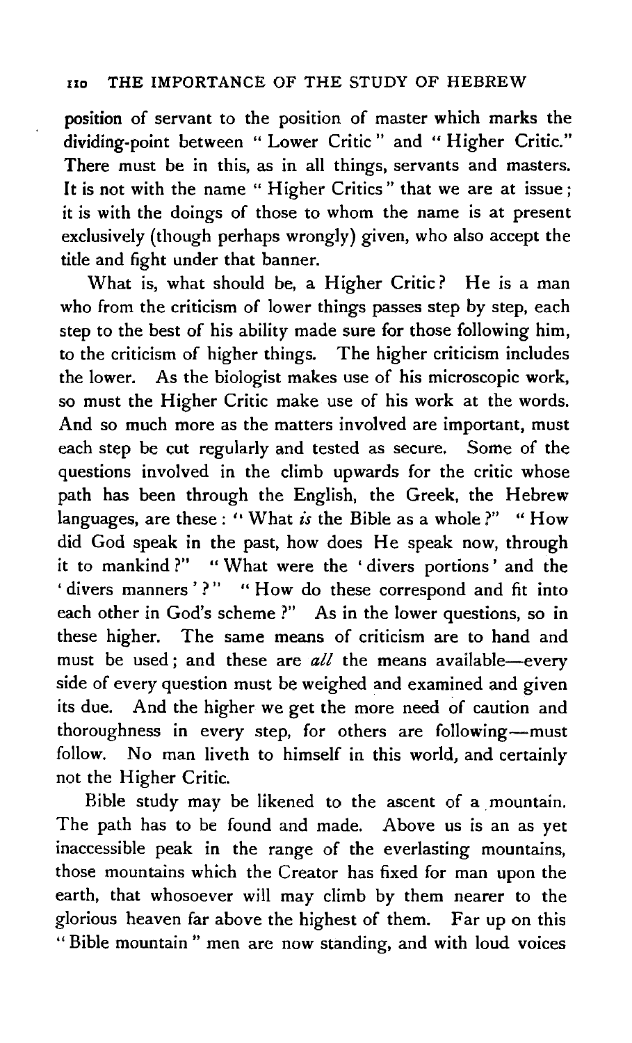position of servant to the position of master which marks the dividing-point between "Lower Critic" and "Higher Critic." There must be in this, as in all things, servants and masters. It is not with the name "Higher Critics" that we are at issue; it is with the doings of those to whom the name is at present exclusively (though perhaps wrongly) given, who also accept the title and fight under that banner.

What is, what should be, a Higher Critic? He is a man who from the criticism of lower things passes step by step, each step to the best of his ability made sure for those following him, to the criticism of higher things. The higher criticism includes the lower. As the biologist makes use of his microscopic work, so must the Higher Critic make use of his work at the words. And so much more as the matters involved are important, must each step be cut regularly and tested as secure. Some of the questions involved in the climb upwards for the critic whose path has been through the English, the Greek, the Hebrew languages, are these: "What *is* the Bible as a whole?" "How did God speak in the past, how does He speak now, through it to mankind?" "What were the 'divers portions' and the 'divers manners'?" "How do these correspond and fit into each other in God's scheme?" As in the lower questions, so in these higher. The same means of criticism are to hand and must be used; and these are *all* the means available—every side of every question must be weighed and examined and given its due. And the higher we get the more need of caution and thoroughness in every step, for others are following—must follow. No man liveth to himself in this world, and certainly not the Higher Critic.

Bible study may be likened to the ascent of a mountain. The path has to be found and made. Above us is an as yet inaccessible peak in the range of the everlasting mountains, those mountains which the Creator has fixed for man upon the earth, that whosoever will may climb by them nearer to the glorious heaven far above the highest of them. Far up on this "Bible mountain" men are now standing, and with loud voices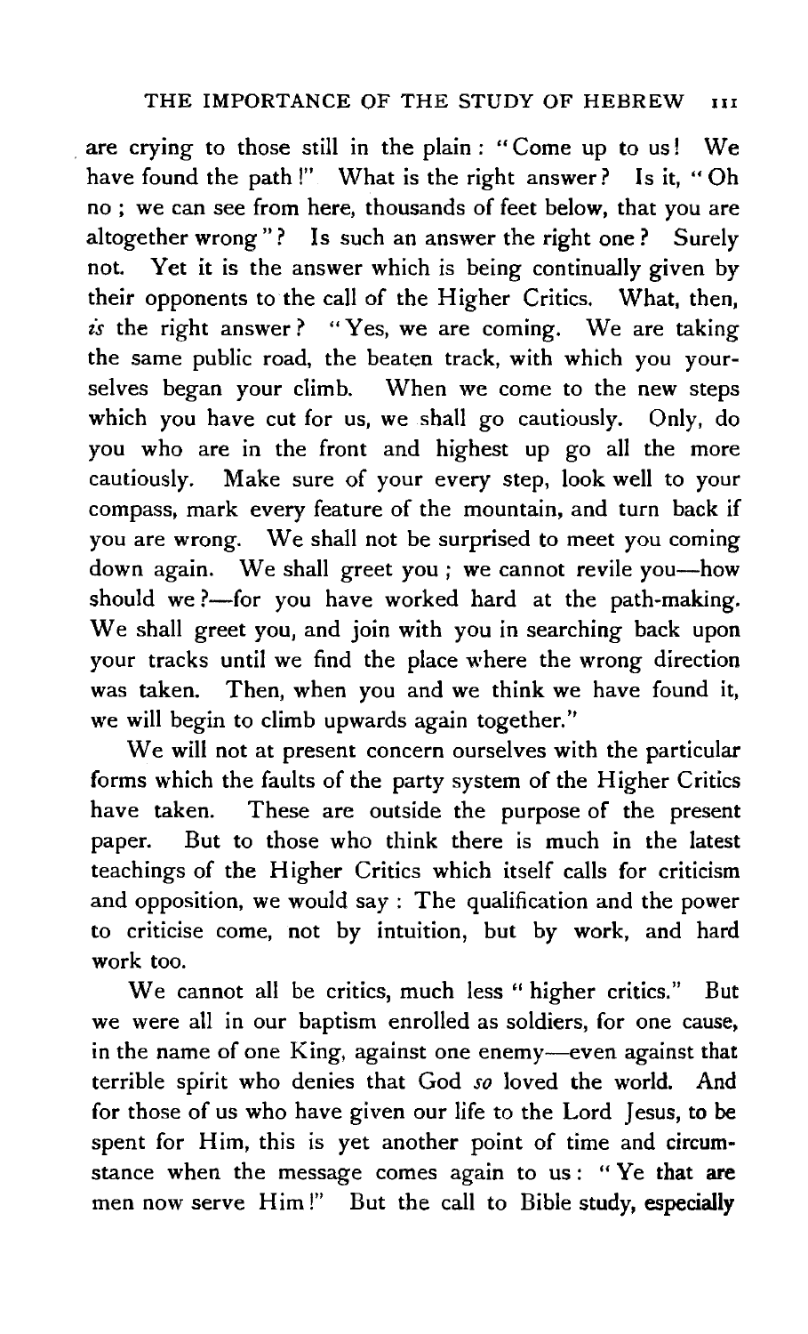are crying to those still in the plain: "Come up to us! We have found the path!" What is the right answer? Is it, "Oh no; we can see from here, thousands of feet below, that you are altogether wrong"? Is such an answer the right one? Surely not. Yet it is the answer which is being continually given by their opponents to the call of the Higher Critics. What, then, *is* the right answer? "Yes, we are coming. We are taking the same public road, the beaten track, with which you yourselves began your climb. When we come to the new steps which you have cut for us, we shall go cautiously. Only, do you who are in the front and highest up go all the more cautiously. Make sure of your every step, look well to your compass, mark every feature of the mountain, and turn back if you are wrong. We shall not be surprised to meet you coming down again. We shall greet you; we cannot revile you—how should we?—for you have worked hard at the path-making. We shall greet you, and join with you in searching back upon your tracks until we find the place where the wrong direction was taken. Then, when you and we think we have found it, we will begin to climb upwards again together."

We will not at present concern ourselves with the particular forms which the faults of the party system of the Higher Critics have taken. These are outside the purpose of the present paper. But to those who think there is much in the latest teachings of the Higher Critics which itself calls for criticism and opposition, we would say: The qualification and the power to criticise come, not by intuition, but by work, and hard work too.

We cannot all be critics, much less "higher critics." But we were all in our baptism enrolled as soldiers, for one cause, in the name of one King, against one enemy—even against that terrible spirit who denies that God *so* loved the world. And for those of us who have given our life to the Lord Jesus, to be spent for Him, this is yet another point of time and circumstance when the message comes again to us: "Ye that are men now serve Him!" But the call to Bible study, especially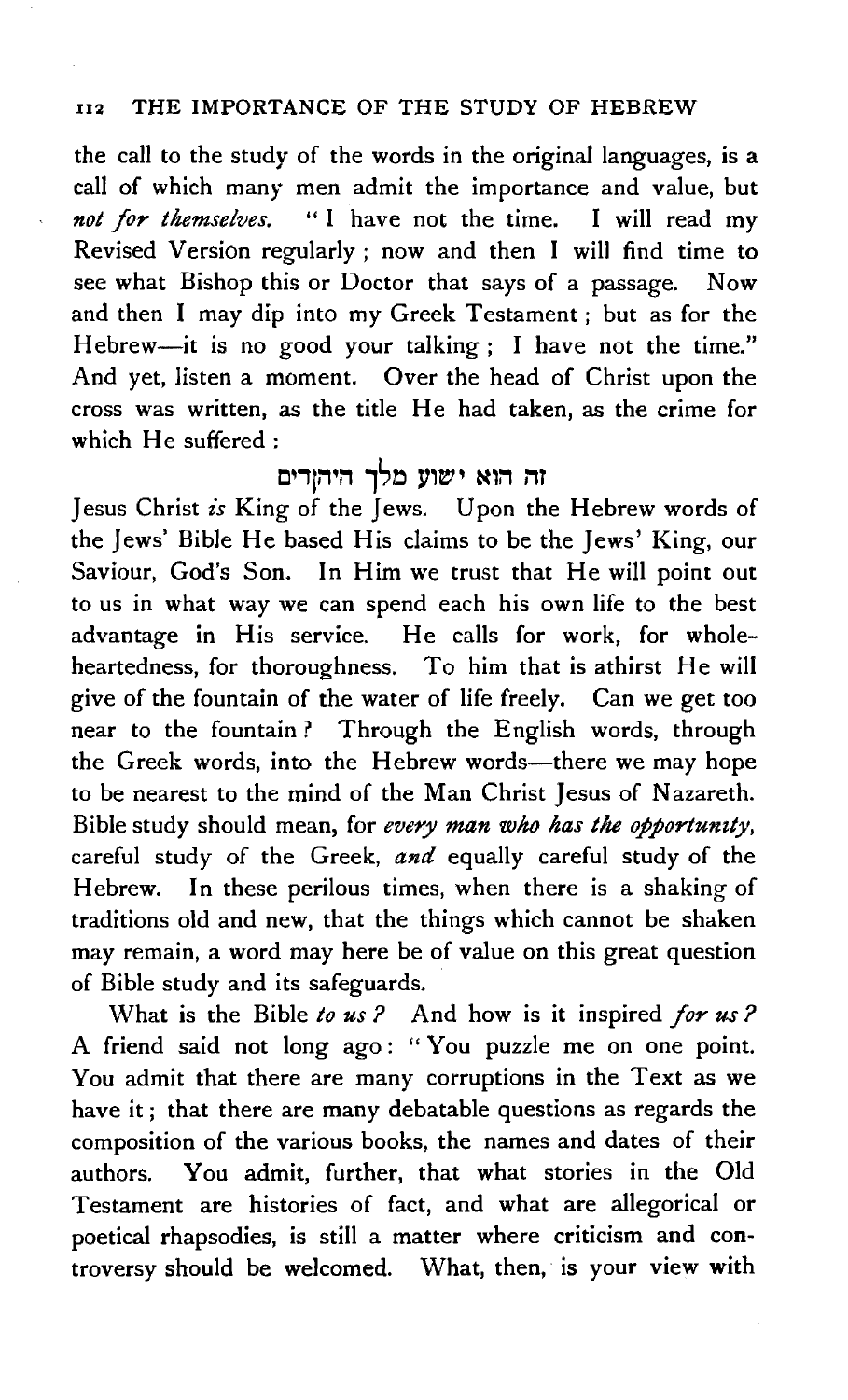the call to the study of the words in the original languages, is a call of which many men admit the importance and value, but *not for themselves.* "I have not the time. I will read my Revised Version regularly; now and then I will find time to see what Bishop this or Doctor that says of a passage. Now and then I may dip into my Greek Testament; but as for the Hebrew—it is no good your talking; I have not the time." And yet, listen a moment. Over the head of Christ upon the cross was written, as the title He had taken, as the crime for which He suffered:

זה הוא ישוע מלך היהודים

Jesus Christ *is* King of the Jews. Upon the Hebrew words of the Jews' Bible He based His claims to be the Jews' King, our Saviour, God's Son. In Him we trust that He will point out to us in what way we can spend each his own life to the best advantage in His service. He calls for work, for whole-heartedness, for thoroughness. To him that is athirst He will give of the fountain of the water of life freely. Can we get too near to the fountain? Through the English words, through the Greek words, into the Hebrew words—there we may hope to be nearest to the mind of the Man Christ Jesus of Nazareth. Bible study should mean, for *every man who has the opportunity*, careful study of the Greek, *and* equally careful study of the Hebrew. In these perilous times, when there is a shaking of traditions old and new, that the things which cannot be shaken may remain, a word may here be of value on this great question of Bible study and its safeguards.

What is the Bible *to us?* And how is it inspired *for us?* A friend said not long ago: "You puzzle me on one point. You admit that there are many corruptions in the Text as we have it; that there are many debatable questions as regards the composition of the various books, the names and dates of their authors. You admit, further, that what stories in the Old Testament are histories of fact, and what are allegorical or poetical rhapsodies, is still a matter where criticism and controversy should be welcomed. What, then, is your view with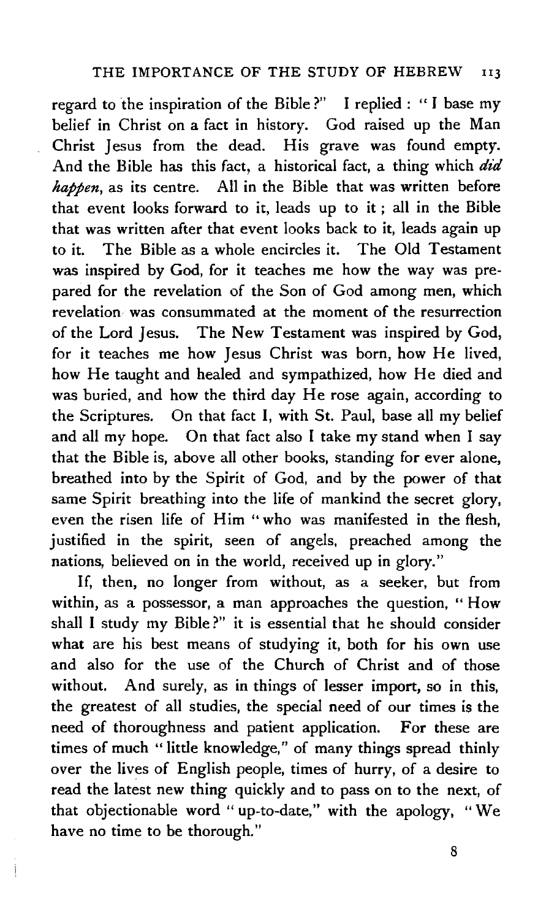regard to the inspiration of the Bible?" I replied: "I base my belief in Christ on a fact in history. God raised up the Man Christ Jesus from the dead. His grave was found empty. And the Bible has this fact, a historical fact, a thing which *did happen*, as its centre. All in the Bible that was written before that event looks forward to it, leads up to it; all in the Bible that was written after that event looks back to it, leads again up to it. The Bible as a whole encircles it. The Old Testament was inspired by God, for it teaches me how the way was prepared for the revelation of the Son of God among men, which revelation was consummated at the moment of the resurrection of the Lord Jesus. The New Testament was inspired by God, for it teaches me how Jesus Christ was born, how He lived, how He taught and healed and sympathized, how He died and was buried, and how the third day He rose again, according to the Scriptures. On that fact I, with St. Paul, base all my belief and all my hope. On that fact also I take my stand when I say that the Bible is, above all other books, standing for ever alone, breathed into by the Spirit of God, and by the power of that same Spirit breathing into the life of mankind the secret glory, even the risen life of Him "who was manifested in the flesh, justified in the spirit, seen of angels, preached among the nations, believed on in the world, received up in glory."

If, then, no longer from without, as a seeker, but from within, as a possessor, a man approaches the question, "How shall I study my Bible?" it is essential that he should consider what are his best means of studying it, both for his own use and also for the use of the Church of Christ and of those without. And surely, as in things of lesser import, so in this, the greatest of all studies, the special need of our times is the need of thoroughness and patient application. For these are times of much "little knowledge," of many things spread thinly over the lives of English people, times of hurry, of a desire to read the latest new thing quickly and to pass on to the next, of that objectionable word "up-to-date," with the apology, "We have no time to be thorough."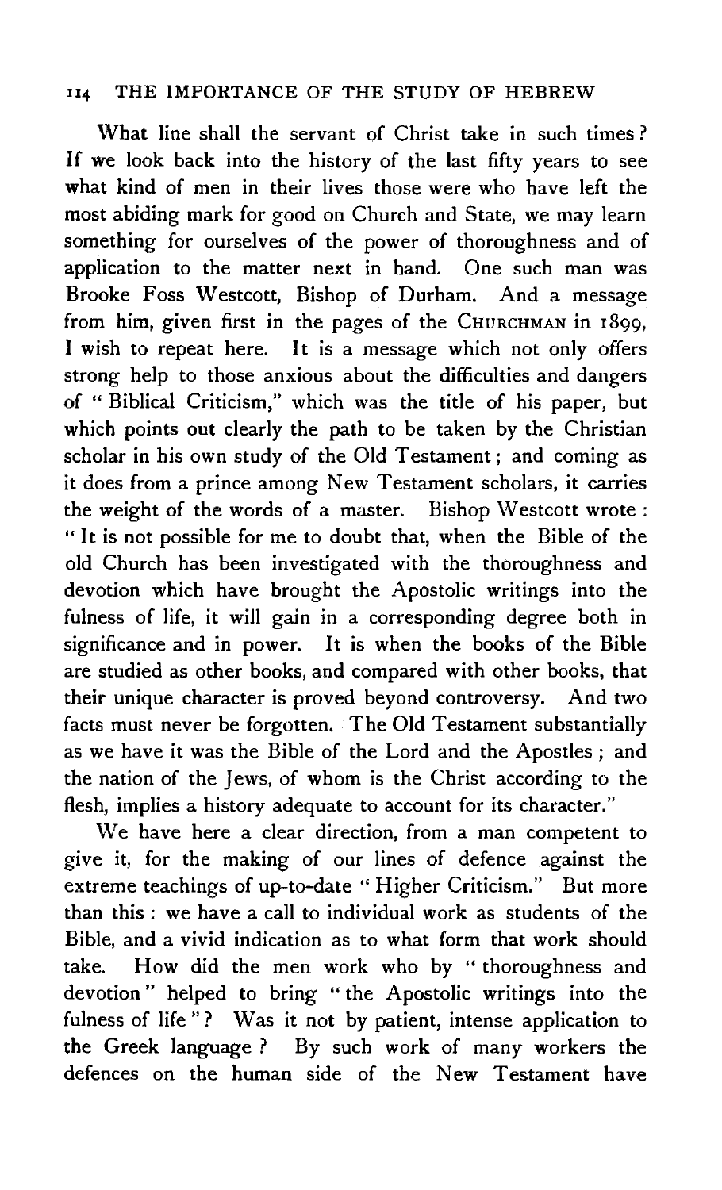What line shall the servant of Christ take in such times? If we look back into the history of the last fifty years to see what kind of men in their lives those were who have left the most abiding mark for good on Church and State, we may learn something for ourselves of the power of thoroughness and of application to the matter next in hand. One such man was Brooke Foss Westcott, Bishop of Durham. And a message from him, given first in the pages of the CHURCHMAN in 1899, I wish to repeat here. It is a message which not only offers strong help to those anxious about the difficulties and dangers of "Biblical Criticism," which was the title of his paper, but which points out clearly the path to be taken by the Christian scholar in his own study of the Old Testament; and coming as it does from a prince among New Testament scholars, it carries the weight of the words of a master. Bishop Westcott wrote: "It is not possible for me to doubt that, when the Bible of the old Church has been investigated with the thoroughness and devotion which have brought the Apostolic writings into the fulness of life, it will gain in a corresponding degree both in significance and in power. It is when the books of the Bible are studied as other books, and compared with other books, that their unique character is proved beyond controversy. And two facts must never be forgotten. The Old Testament substantially as we have it was the Bible of the Lord and the Apostles; and the nation of the Jews, of whom is the Christ according to the flesh, implies a history adequate to account for its character."

We have here a clear direction, from a man competent to give it, for the making of our lines of defence against the extreme teachings of up-to-date "Higher Criticism." But more than this: we have a call to individual work as students of the Bible, and a vivid indication as to what form that work should take. How did the men work who by "thoroughness and devotion" helped to bring "the Apostolic writings into the fulness of life"? Was it not by patient, intense application to the Greek language? By such work of many workers the defences on the human side of the New Testament have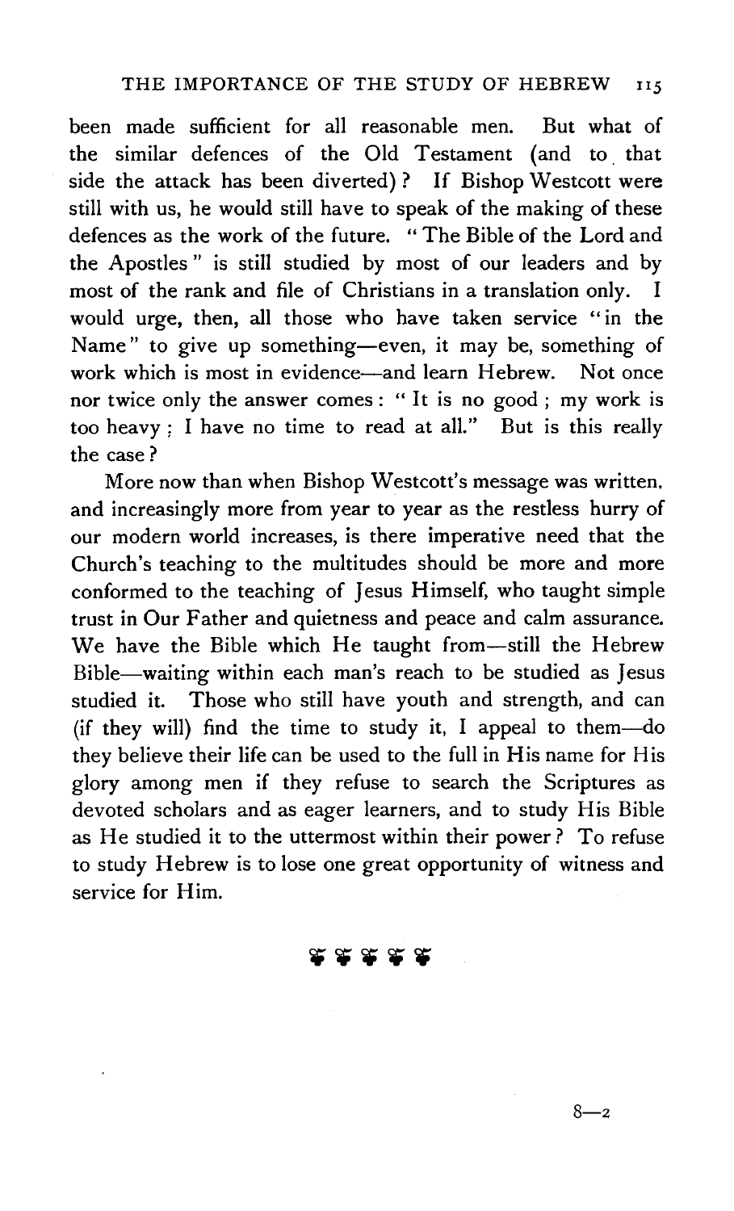been made sufficient for all reasonable men. But what of the similar defences of the Old Testament (and to that side the attack has been diverted)? If Bishop Westcott were still with us, he would still have to speak of the making of these defences as the work of the future. "The Bible of the Lord and the Apostles" is still studied by most of our leaders and by most of the rank and file of Christians in a translation only. I would urge, then, all those who have taken service "in the Name" to give up something—even, it may be, something of work which is most in evidence—and learn Hebrew. Not once nor twice only the answer comes: "It is no good; my work is too heavy; I have no time to read at all." But is this really the case?

More now than when Bishop Westcott's message was written, and increasingly more from year to year as the restless hurry of our modern world increases, is there imperative need that the Church's teaching to the multitudes should be more and more conformed to the teaching of Jesus Himself, who taught simple trust in Our Father and quietness and peace and calm assurance. We have the Bible which He taught from—still the Hebrew Bible—waiting within each man's reach to be studied as Jesus studied it. Those who still have youth and strength, and can (if they will) find the time to study it, I appeal to them—do they believe their life can be used to the full in His name for His glory among men if they refuse to search the Scriptures as devoted scholars and as eager learners, and to study His Bible as He studied it to the uttermost within their power? To refuse to study Hebrew is to lose one great opportunity of witness and service for Him.

❦ ❦ ❦ ❦ ❦